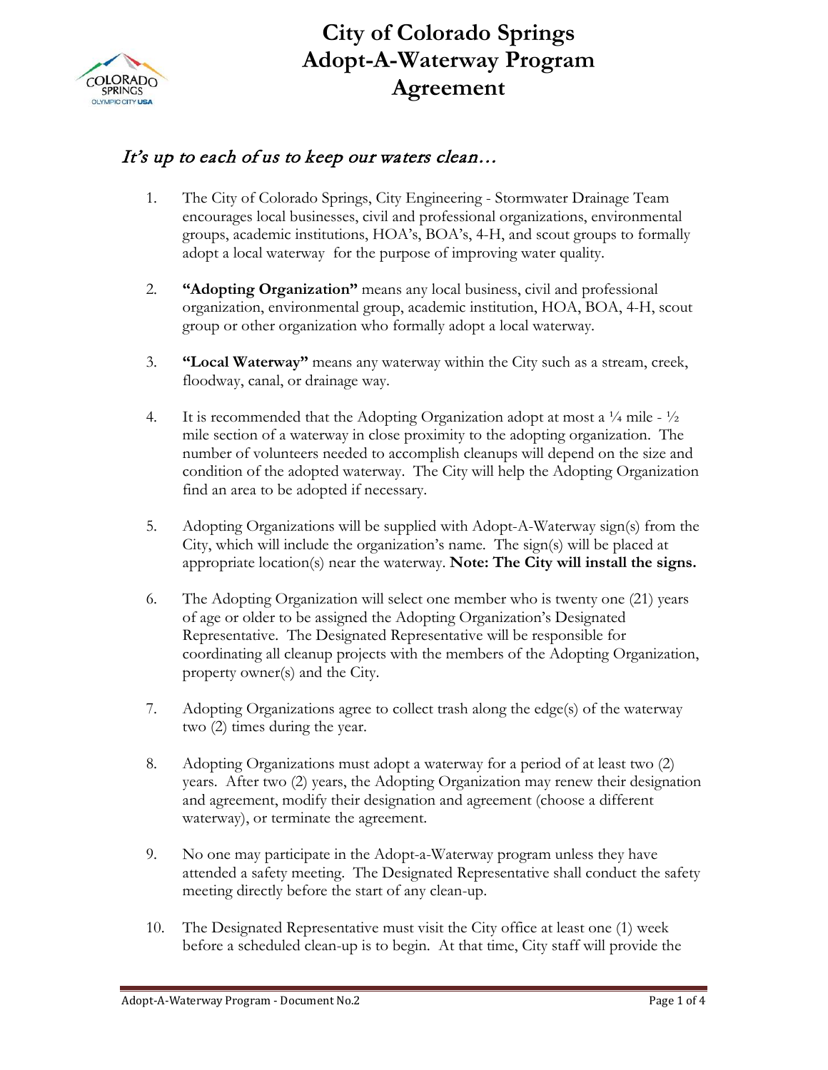# City of Colorado Springs Adopt-A-Waterway Program Agreement

*It's up to each of us to keep our waters clean…*

1. The City of Colorado Springs, City Engineering - Stormwater Drainage Team encourages local businesses, civil and professional organizations, environmental groups, academic institutions, HOA's, BOA's, 4-H, and scout groups to formally adopt a local waterway for the purpose of improving water quality.

2. **"Adopting Organization"** means any local business, civil and professional organization, environmental group, academic institution, HOA, BOA, 4-H, scout group or other organization who formally adopt a local waterway.

3. **"Local Waterway"** means any waterway within the City such as a stream, creek, floodway, canal, or drainage way.

4. It is recommended that the Adopting Organization adopt at most a ¼ mile - ½ mile section of a waterway in close proximity to the adopting organization. The number of volunteers needed to accomplish cleanups will depend on the size and condition of the adopted waterway. The City will help the Adopting Organization find an area to be adopted if necessary.

5. Adopting Organizations will be supplied with Adopt-A-Waterway sign(s) from the City, which will include the organization's name. The sign(s) will be placed at appropriate location(s) near the waterway. **Note: The City will install the signs.**

6. The Adopting Organization will select one member who is twenty one (21) years of age or older to be assigned the Adopting Organization's Designated Representative. The Designated Representative will be responsible for coordinating all cleanup projects with the members of the Adopting Organization, property owner(s) and the City.

7. Adopting Organizations agree to collect trash along the edge(s) of the waterway two (2) times during the year.

8. Adopting Organizations must adopt a waterway for a period of at least two (2) years. After two (2) years, the Adopting Organization may renew their designation and agreement, modify their designation and agreement (choose a different waterway), or terminate the agreement.

9. No one may participate in the Adopt-a-Waterway program unless they have attended a safety meeting. The Designated Representative shall conduct the safety meeting directly before the start of any clean-up.

10. The Designated Representative must visit the City office at least one (1) week before a scheduled clean-up is to begin. At that time, City staff will provide the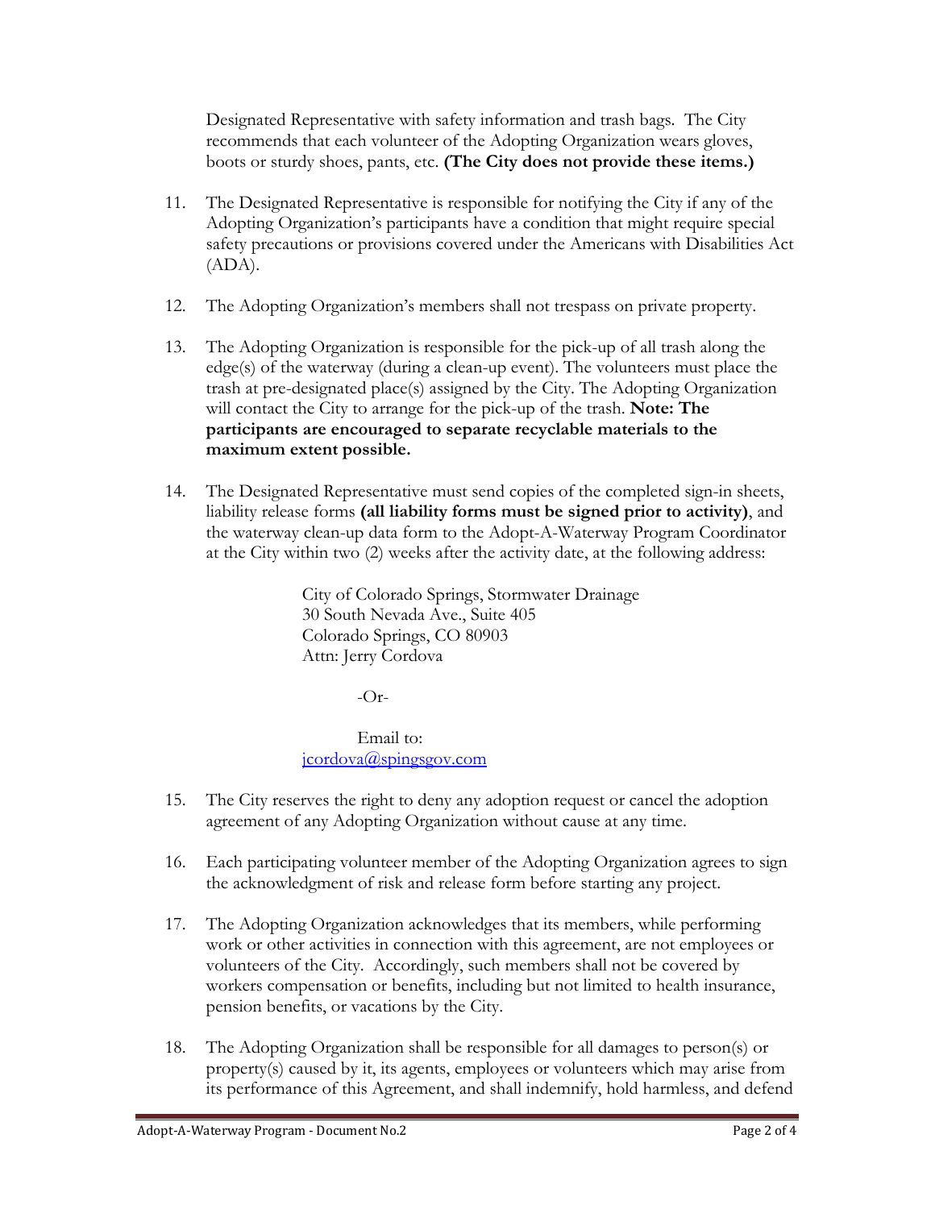Designated Representative with safety information and trash bags. The City recommends that each volunteer of the Adopting Organization wears gloves, boots or sturdy shoes, pants, etc. **(The City does not provide these items.)**

11. The Designated Representative is responsible for notifying the City if any of the Adopting Organization's participants have a condition that might require special safety precautions or provisions covered under the Americans with Disabilities Act (ADA).

12. The Adopting Organization's members shall not trespass on private property.

13. The Adopting Organization is responsible for the pick-up of all trash along the edge(s) of the waterway (during a clean-up event). The volunteers must place the trash at pre-designated place(s) assigned by the City. The Adopting Organization will contact the City to arrange for the pick-up of the trash. **Note: The participants are encouraged to separate recyclable materials to the maximum extent possible.**

14. The Designated Representative must send copies of the completed sign-in sheets, liability release forms **(all liability forms must be signed prior to activity)**, and the waterway clean-up data form to the Adopt-A-Waterway Program Coordinator at the City within two (2) weeks after the activity date, at the following address:

    City of Colorado Springs, Stormwater Drainage
    30 South Nevada Ave., Suite 405
    Colorado Springs, CO 80903
    Attn: Jerry Cordova

    -Or-

    Email to:
    [jcordova@spingsgov.com](mailto:jcordova@spingsgov.com)

15. The City reserves the right to deny any adoption request or cancel the adoption agreement of any Adopting Organization without cause at any time.

16. Each participating volunteer member of the Adopting Organization agrees to sign the acknowledgment of risk and release form before starting any project.

17. The Adopting Organization acknowledges that its members, while performing work or other activities in connection with this agreement, are not employees or volunteers of the City. Accordingly, such members shall not be covered by workers compensation or benefits, including but not limited to health insurance, pension benefits, or vacations by the City.

18. The Adopting Organization shall be responsible for all damages to person(s) or property(s) caused by it, its agents, employees or volunteers which may arise from its performance of this Agreement, and shall indemnify, hold harmless, and defend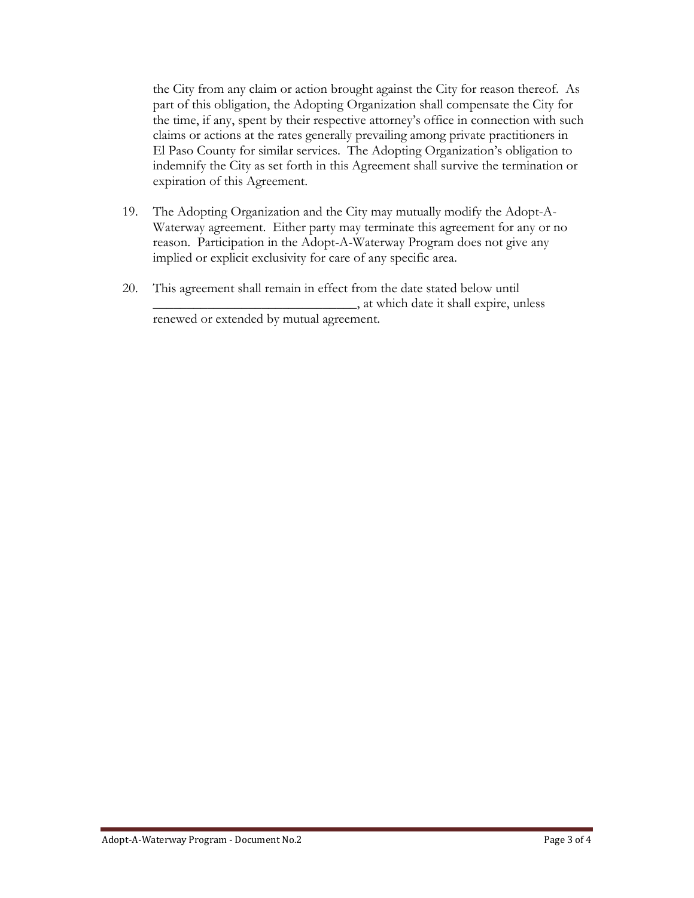the City from any claim or action brought against the City for reason thereof. As part of this obligation, the Adopting Organization shall compensate the City for the time, if any, spent by their respective attorney's office in connection with such claims or actions at the rates generally prevailing among private practitioners in El Paso County for similar services. The Adopting Organization's obligation to indemnify the City as set forth in this Agreement shall survive the termination or expiration of this Agreement.

19. The Adopting Organization and the City may mutually modify the Adopt-A-Waterway agreement. Either party may terminate this agreement for any or no reason. Participation in the Adopt-A-Waterway Program does not give any implied or explicit exclusivity for care of any specific area.

20. This agreement shall remain in effect from the date stated below until _______________________________, at which date it shall expire, unless renewed or extended by mutual agreement.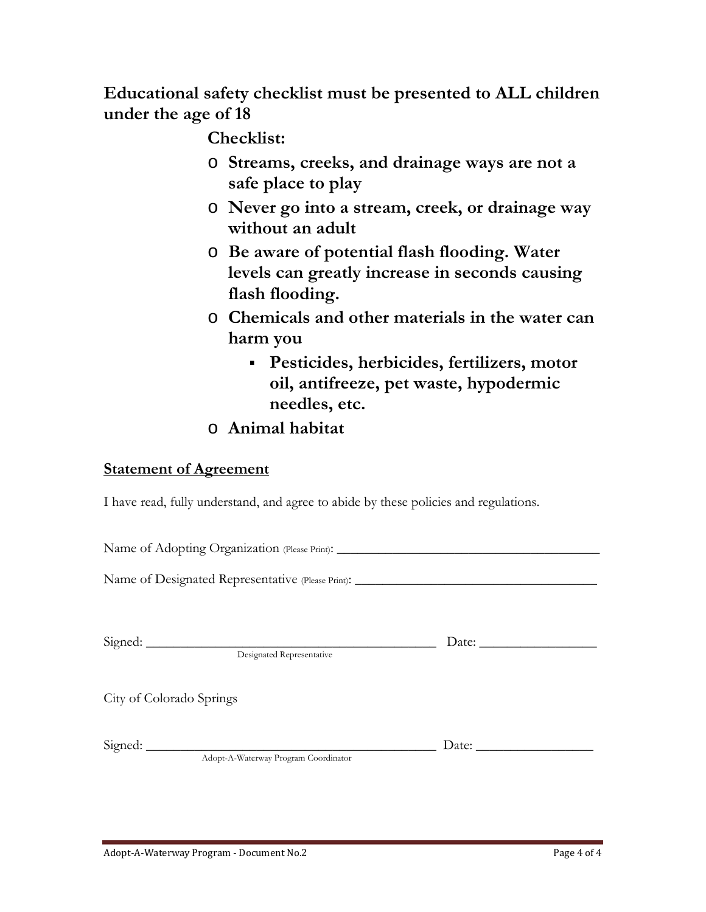**Educational safety checklist must be presented to ALL children under the age of 18**

**Checklist:**

- **Streams, creeks, and drainage ways are not a safe place to play**
- **Never go into a stream, creek, or drainage way without an adult**
- **Be aware of potential flash flooding. Water levels can greatly increase in seconds causing flash flooding.**
- **Chemicals and other materials in the water can harm you**
  - **Pesticides, herbicides, fertilizers, motor oil, antifreeze, pet waste, hypodermic needles, etc.**
- **Animal habitat**

## Statement of Agreement

I have read, fully understand, and agree to abide by these policies and regulations.

Name of Adopting Organization (Please Print): ______________________________________

Name of Designated Representative (Please Print): ___________________________________

Signed: ___________________________________________ Date: ________________
Designated Representative

City of Colorado Springs

Signed: ___________________________________________ Date: ________________
Adopt-A-Waterway Program Coordinator